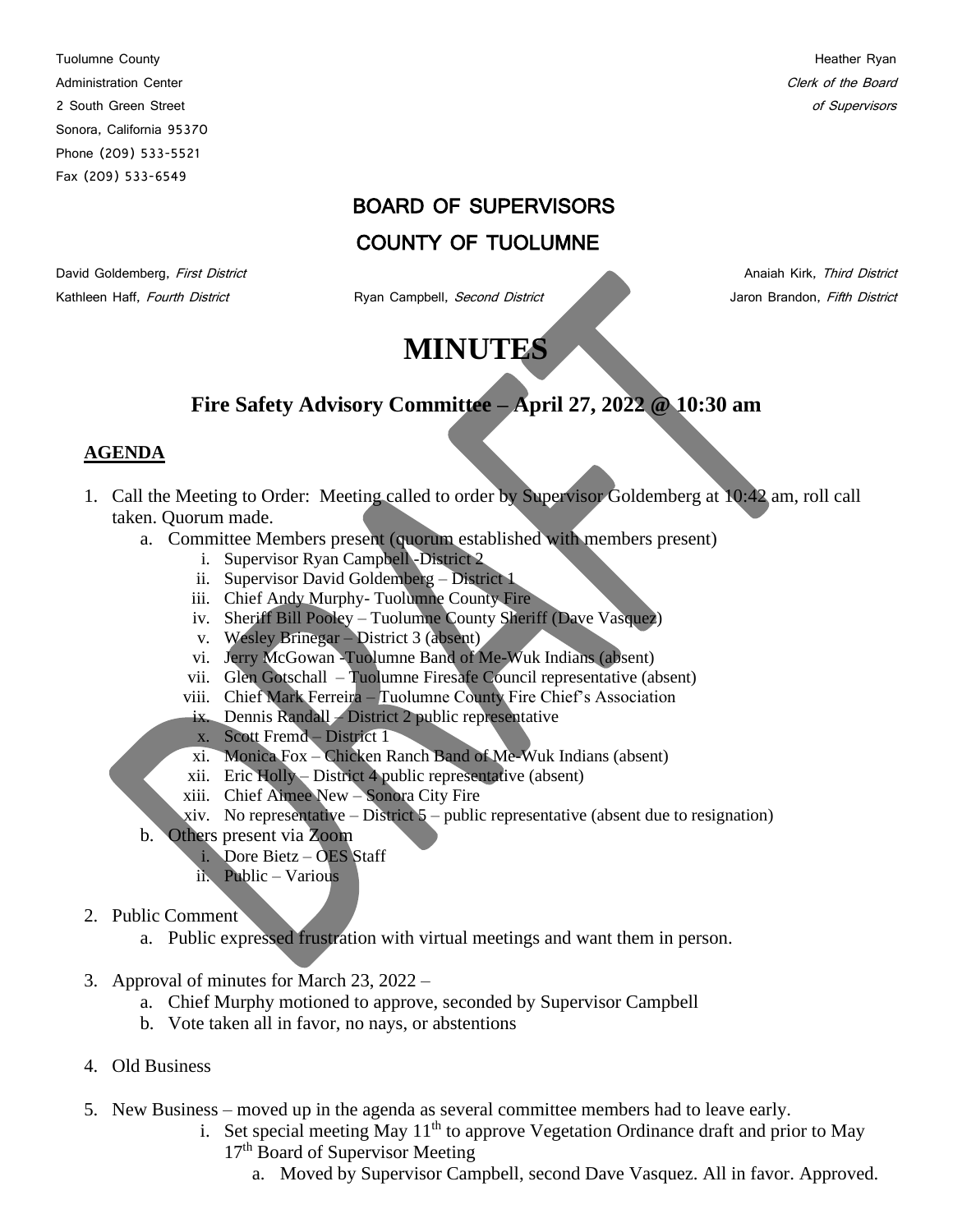Tuolumne County
Administration Center
2 South Green Street
Sonora, California 95370
Phone (209) 533-5521
Fax (209) 533-6549

Heather Ryan
*Clerk of the Board of Supervisors*

## BOARD OF SUPERVISORS
## COUNTY OF TUOLUMNE

David Goldemberg, *First District*
Ryan Campbell, *Second District*
Anaiah Kirk, *Third District*
Kathleen Haff, *Fourth District*
Jaron Brandon, *Fifth District*

# MINUTES

## Fire Safety Advisory Committee – April 27, 2022 @ 10:30 am

**AGENDA**

1. Call the Meeting to Order: Meeting called to order by Supervisor Goldemberg at 10:42 am, roll call taken. Quorum made.
   a. Committee Members present (quorum established with members present)
      i. Supervisor Ryan Campbell -District 2
      ii. Supervisor David Goldemberg – District 1
      iii. Chief Andy Murphy- Tuolumne County Fire
      iv. Sheriff Bill Pooley – Tuolumne County Sheriff (Dave Vasquez)
      v. Wesley Brinegar – District 3 (absent)
      vi. Jerry McGowan -Tuolumne Band of Me-Wuk Indians (absent)
      vii. Glen Gotschall – Tuolumne Firesafe Council representative (absent)
      viii. Chief Mark Ferreira – Tuolumne County Fire Chief's Association
      ix. Dennis Randall – District 2 public representative
      x. Scott Fremd – District 1
      xi. Monica Fox – Chicken Ranch Band of Me-Wuk Indians (absent)
      xii. Eric Holly – District 4 public representative (absent)
      xiii. Chief Aimee New – Sonora City Fire
      xiv. No representative – District 5 – public representative (absent due to resignation)
   b. Others present via Zoom
      i. Dore Bietz – OES Staff
      ii. Public – Various

2. Public Comment
   a. Public expressed frustration with virtual meetings and want them in person.

3. Approval of minutes for March 23, 2022 –
   a. Chief Murphy motioned to approve, seconded by Supervisor Campbell
   b. Vote taken all in favor, no nays, or abstentions

4. Old Business

5. New Business – moved up in the agenda as several committee members had to leave early.
   i. Set special meeting May 11th to approve Vegetation Ordinance draft and prior to May 17th Board of Supervisor Meeting
      a. Moved by Supervisor Campbell, second Dave Vasquez. All in favor. Approved.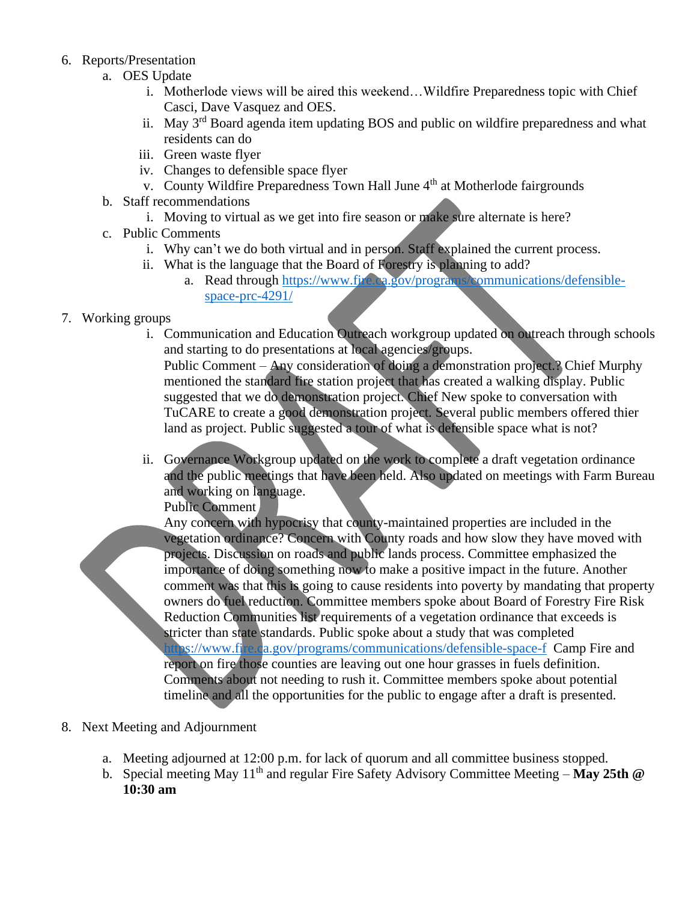6. Reports/Presentation
   a. OES Update
      i. Motherlode views will be aired this weekend…Wildfire Preparedness topic with Chief Casci, Dave Vasquez and OES.
      ii. May 3rd Board agenda item updating BOS and public on wildfire preparedness and what residents can do
      iii. Green waste flyer
      iv. Changes to defensible space flyer
      v. County Wildfire Preparedness Town Hall June 4th at Motherlode fairgrounds
   b. Staff recommendations
      i. Moving to virtual as we get into fire season or make sure alternate is here?
   c. Public Comments
      i. Why can't we do both virtual and in person. Staff explained the current process.
      ii. What is the language that the Board of Forestry is planning to add?
         a. Read through https://www.fire.ca.gov/programs/communications/defensible-space-prc-4291/

7. Working groups
      i. Communication and Education Outreach workgroup updated on outreach through schools and starting to do presentations at local agencies/groups.
         Public Comment – Any consideration of doing a demonstration project.? Chief Murphy mentioned the standard fire station project that has created a walking display. Public suggested that we do demonstration project. Chief New spoke to conversation with TuCARE to create a good demonstration project. Several public members offered thier land as project. Public suggested a tour of what is defensible space what is not?

      ii. Governance Workgroup updated on the work to complete a draft vegetation ordinance and the public meetings that have been held. Also updated on meetings with Farm Bureau and working on language.
         Public Comment
         Any concern with hypocrisy that county-maintained properties are included in the vegetation ordinance? Concern with County roads and how slow they have moved with projects. Discussion on roads and public lands process. Committee emphasized the importance of doing something now to make a positive impact in the future. Another comment was that this is going to cause residents into poverty by mandating that property owners do fuel reduction. Committee members spoke about Board of Forestry Fire Risk Reduction Communities list requirements of a vegetation ordinance that exceeds is stricter than state standards. Public spoke about a study that was completed https://www.fire.ca.gov/programs/communications/defensible-space-f Camp Fire and report on fire those counties are leaving out one hour grasses in fuels definition. Comments about not needing to rush it. Committee members spoke about potential timeline and all the opportunities for the public to engage after a draft is presented.

8. Next Meeting and Adjournment

   a. Meeting adjourned at 12:00 p.m. for lack of quorum and all committee business stopped.
   b. Special meeting May 11th and regular Fire Safety Advisory Committee Meeting – **May 25th @ 10:30 am**